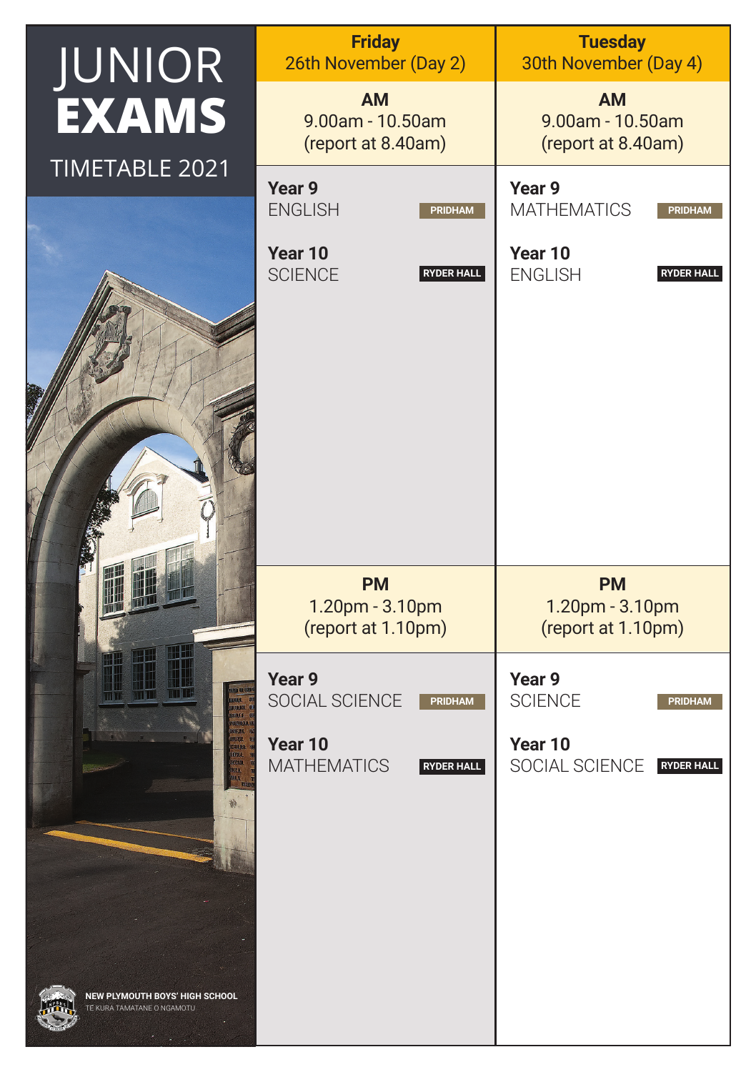# JUNIOR **EXAMS**

## TIMETABLE 2021

| | **Friday** 26th November (Day 2) | **Tuesday** 30th November (Day 4) |
|---|---|---|
| **AM** | 9.00am - 10.50am (report at 8.40am) | 9.00am - 10.50am (report at 8.40am) |
| **Year 9** | ENGLISH — PRIDHAM | MATHEMATICS — PRIDHAM |
| **Year 10** | SCIENCE — RYDER HALL | ENGLISH — RYDER HALL |
| **PM** | 1.20pm - 3.10pm (report at 1.10pm) | 1.20pm - 3.10pm (report at 1.10pm) |
| **Year 9** | SOCIAL SCIENCE — PRIDHAM | SCIENCE — PRIDHAM |
| **Year 10** | MATHEMATICS — RYDER HALL | SOCIAL SCIENCE — RYDER HALL |

NEW PLYMOUTH BOYS' HIGH SCHOOL

TE KURA TAMATANE O NGAMOTU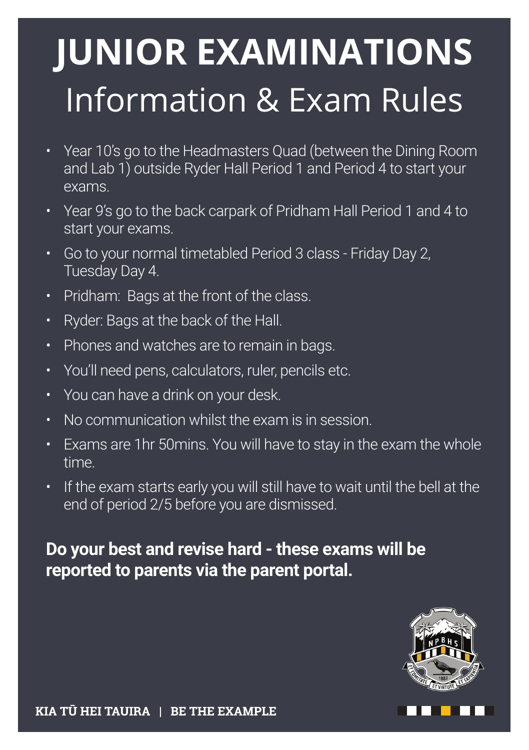# JUNIOR EXAMINATIONS

## Information & Exam Rules

- Year 10's go to the Headmasters Quad (between the Dining Room and Lab 1) outside Ryder Hall Period 1 and Period 4 to start your exams.
- Year 9's go to the back carpark of Pridham Hall Period 1 and 4 to start your exams.
- Go to your normal timetabled Period 3 class - Friday Day 2, Tuesday Day 4.
- Pridham: Bags at the front of the class.
- Ryder: Bags at the back of the Hall.
- Phones and watches are to remain in bags.
- You'll need pens, calculators, ruler, pencils etc.
- You can have a drink on your desk.
- No communication whilst the exam is in session.
- Exams are 1hr 50mins. You will have to stay in the exam the whole time.
- If the exam starts early you will still have to wait until the bell at the end of period 2/5 before you are dismissed.

**Do your best and revise hard - these exams will be reported to parents via the parent portal.**

NPBHS

1882

ET COMITATE ET VIRTUTE ET SAPIENTIA

KIA TŪ HEI TAUIRA | BE THE EXAMPLE